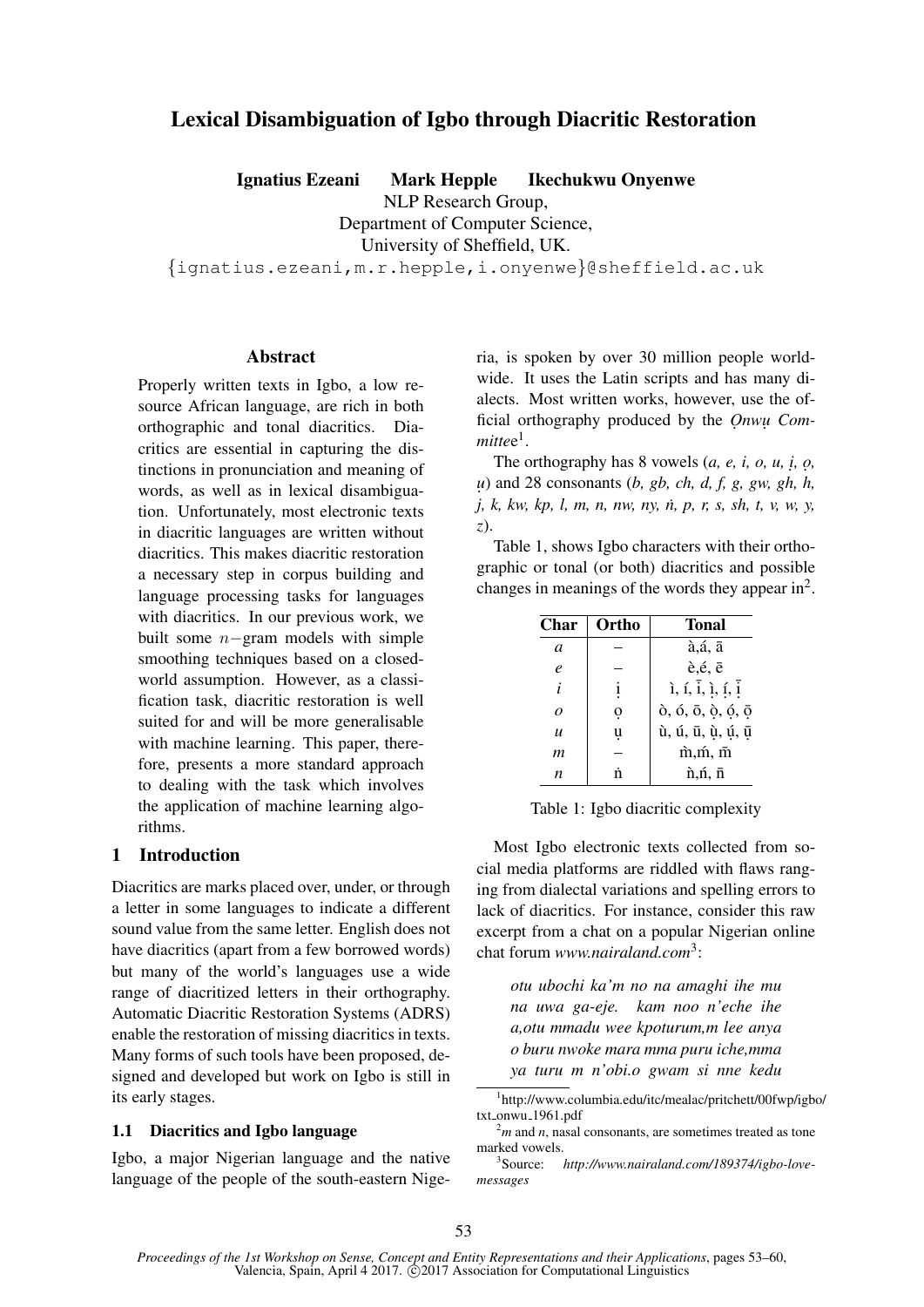# Lexical Disambiguation of Igbo through Diacritic Restoration

**Ignatius Ezeani  Mark Hepple  Ikechukwu Onyenwe**
NLP Research Group,
Department of Computer Science,
University of Sheffield, UK.
{ignatius.ezeani,m.r.hepple,i.onyenwe}@sheffield.ac.uk

## Abstract

Properly written texts in Igbo, a low resource African language, are rich in both orthographic and tonal diacritics. Diacritics are essential in capturing the distinctions in pronunciation and meaning of words, as well as in lexical disambiguation. Unfortunately, most electronic texts in diacritic languages are written without diacritics. This makes diacritic restoration a necessary step in corpus building and language processing tasks for languages with diacritics. In our previous work, we built some $n-$gram models with simple smoothing techniques based on a closed-world assumption. However, as a classification task, diacritic restoration is well suited for and will be more generalisable with machine learning. This paper, therefore, presents a more standard approach to dealing with the task which involves the application of machine learning algorithms.

## 1 Introduction

Diacritics are marks placed over, under, or through a letter in some languages to indicate a different sound value from the same letter. English does not have diacritics (apart from a few borrowed words) but many of the world's languages use a wide range of diacritized letters in their orthography. Automatic Diacritic Restoration Systems (ADRS) enable the restoration of missing diacritics in texts. Many forms of such tools have been proposed, designed and developed but work on Igbo is still in its early stages.

### 1.1 Diacritics and Igbo language

Igbo, a major Nigerian language and the native language of the people of the south-eastern Nigeria, is spoken by over 30 million people worldwide. It uses the Latin scripts and has many dialects. Most written works, however, use the official orthography produced by the *Ọnwụ Committee*[1].

The orthography has 8 vowels (*a, e, i, o, u, ị, ọ, ụ*) and 28 consonants (*b, gb, ch, d, f, g, gw, gh, h, j, k, kw, kp, l, m, n, nw, ny, ṅ, p, r, s, sh, t, v, w, y, z*).

Table 1, shows Igbo characters with their orthographic or tonal (or both) diacritics and possible changes in meanings of the words they appear in[2].

| Char | Ortho | Tonal |
|---|---|---|
| *a* | – | à,á, ā |
| *e* | – | è,é, ē |
| *i* | ị | ì, í, ī, ị̀, ị́, ị̄ |
| *o* | ọ | ò, ó, ō, ọ̀, ọ́, ọ̄ |
| *u* | ụ | ù, ú, ū, ụ̀, ụ́, ụ̄ |
| *m* | – | m̀,ḿ, m̄ |
| *n* | ṅ | ǹ,ń, n̄ |

Table 1: Igbo diacritic complexity

Most Igbo electronic texts collected from social media platforms are riddled with flaws ranging from dialectal variations and spelling errors to lack of diacritics. For instance, consider this raw excerpt from a chat on a popular Nigerian online chat forum *www.nairaland.com*[3]:

> *otu ubochi ka'm no na amaghi ihe mu na uwa ga-eje. kam noo n'eche ihe a,otu mmadu wee kpoturum,m lee anya o buru nwoke mara mma puru iche,mma ya turu m n'obi.o gwam si nne kedu*

[1] http://www.columbia.edu/itc/mealac/pritchett/00fwp/igbo/txt_onwu_1961.pdf

[2] *m* and *n*, nasal consonants, are sometimes treated as tone marked vowels.

[3] Source: *http://www.nairaland.com/189374/igbo-love-messages*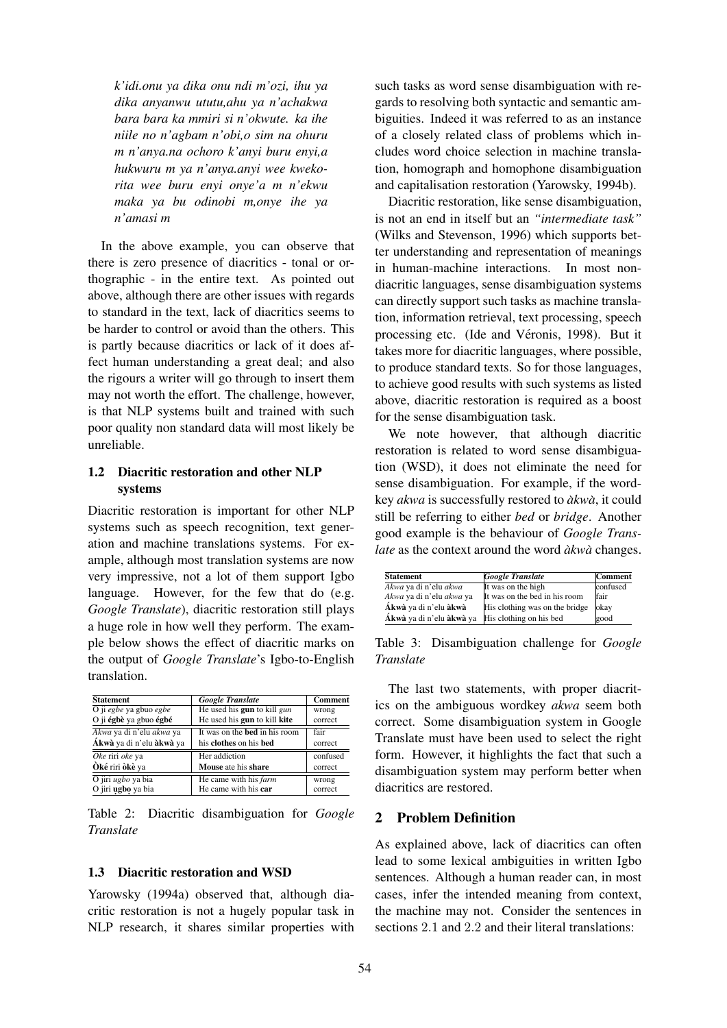*k'idi.onu ya dika onu ndi m'ozi, ihu ya dika anyanwu ututu,ahu ya n'achakwa bara bara ka mmiri si n'okwute. ka ihe niile no n'agbam n'obi,o sim na ohuru m n'anya.na ochoro k'anyi buru enyi,a hukwuru m ya n'anya.anyi wee kwekorita wee buru enyi onye'a m n'ekwu maka ya bu odinobi m,onye ihe ya n'amasi m*

In the above example, you can observe that there is zero presence of diacritics - tonal or orthographic - in the entire text. As pointed out above, although there are other issues with regards to standard in the text, lack of diacritics seems to be harder to control or avoid than the others. This is partly because diacritics or lack of it does affect human understanding a great deal; and also the rigours a writer will go through to insert them may not worth the effort. The challenge, however, is that NLP systems built and trained with such poor quality non standard data will most likely be unreliable.

### 1.2 Diacritic restoration and other NLP systems

Diacritic restoration is important for other NLP systems such as speech recognition, text generation and machine translations systems. For example, although most translation systems are now very impressive, not a lot of them support Igbo language. However, for the few that do (e.g. *Google Translate*), diacritic restoration still plays a huge role in how well they perform. The example below shows the effect of diacritic marks on the output of *Google Translate*'s Igbo-to-English translation.

| Statement | *Google Translate* | Comment |
|---|---|---|
| O ji *egbe* ya gbuo *egbe* | He used his **gun** to kill *gun* | wrong |
| O ji **égbè** ya gbuo **égbé** | He used his **gun** to kill **kite** | correct |
| *Akwa* ya di n'elu *akwa* ya | It was on the **bed** in his room | fair |
| **Ákwà** ya di n'elu **àkwà** ya | his **clothes** on his **bed** | correct |
| *Oke* riri *oke* ya | Her addiction | confused |
| **Òké** riri **òkè** ya | **Mouse** ate his **share** | correct |
| O jiri *ugbo* ya bia | He came with his *farm* | wrong |
| O jiri **ụgbọ** ya bia | He came with his **car** | correct |

Table 2: Diacritic disambiguation for *Google Translate*

### 1.3 Diacritic restoration and WSD

Yarowsky (1994a) observed that, although diacritic restoration is not a hugely popular task in NLP research, it shares similar properties with such tasks as word sense disambiguation with regards to resolving both syntactic and semantic ambiguities. Indeed it was referred to as an instance of a closely related class of problems which includes word choice selection in machine translation, homograph and homophone disambiguation and capitalisation restoration (Yarowsky, 1994b).

Diacritic restoration, like sense disambiguation, is not an end in itself but an *"intermediate task"* (Wilks and Stevenson, 1996) which supports better understanding and representation of meanings in human-machine interactions. In most non-diacritic languages, sense disambiguation systems can directly support such tasks as machine translation, information retrieval, text processing, speech processing etc. (Ide and Véronis, 1998). But it takes more for diacritic languages, where possible, to produce standard texts. So for those languages, to achieve good results with such systems as listed above, diacritic restoration is required as a boost for the sense disambiguation task.

We note however, that although diacritic restoration is related to word sense disambiguation (WSD), it does not eliminate the need for sense disambiguation. For example, if the wordkey *akwa* is successfully restored to *àkwà*, it could still be referring to either *bed* or *bridge*. Another good example is the behaviour of *Google Translate* as the context around the word *àkwà* changes.

| Statement | *Google Translate* | Comment |
|---|---|---|
| *Akwa* ya di n'elu *akwa* | It was on the high | confused |
| *Akwa* ya di n'elu *akwa* ya | It was on the bed in his room | fair |
| **Ákwà** ya di n'elu **àkwà** | His clothing was on the bridge | okay |
| **Ákwà** ya di n'elu **àkwà** ya | His clothing on his bed | good |

Table 3: Disambiguation challenge for *Google Translate*

The last two statements, with proper diacritics on the ambiguous wordkey *akwa* seem both correct. Some disambiguation system in Google Translate must have been used to select the right form. However, it highlights the fact that such a disambiguation system may perform better when diacritics are restored.

## 2 Problem Definition

As explained above, lack of diacritics can often lead to some lexical ambiguities in written Igbo sentences. Although a human reader can, in most cases, infer the intended meaning from context, the machine may not. Consider the sentences in sections 2.1 and 2.2 and their literal translations: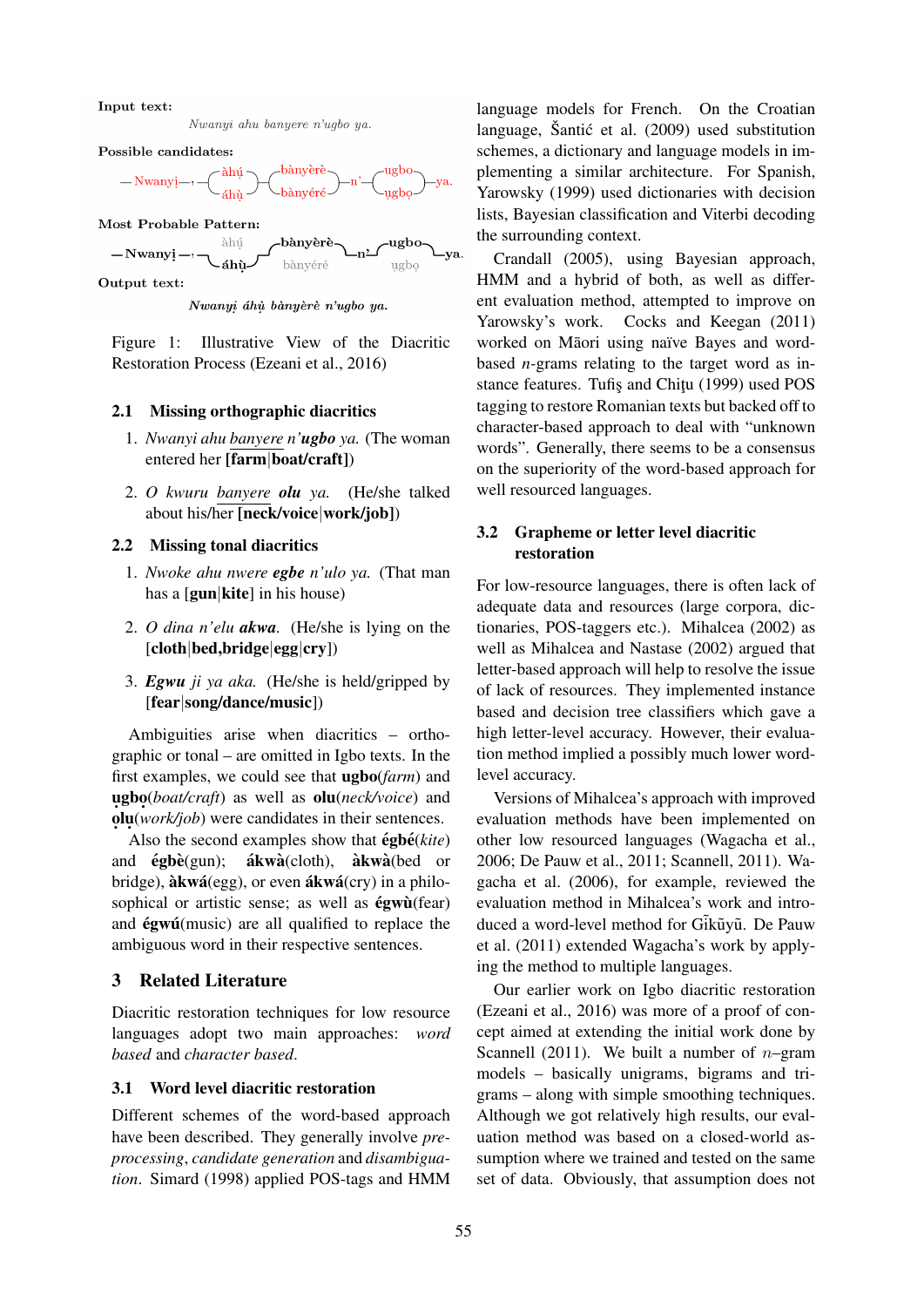Input text:

*Nwanyi ahu banyere n'ugbo ya.*

Possible candidates:

— Nwanyị —, — (àhụ́ | áhụ̀) — (bànyèrè | bànyéré) — n' — (ugbo | ụgbọ) — ya.

Most Probable Pattern:

— Nwanyị —, — áhụ̀ — bànyèrè — n' — ugbo — ya.

Output text:

*Nwanyị áhụ̀ bànyèrè n'ugbo ya.*

Figure 1: Illustrative View of the Diacritic Restoration Process (Ezeani et al., 2016)

### 2.1 Missing orthographic diacritics

1. *Nwanyi ahu* <u>*banyere*</u> *n'***ugbo** *ya.* (The woman entered her **[farm|boat/craft]**)

2. *O kwuru* <u>*banyere*</u> ***olu*** *ya.* (He/she talked about his/her **[neck/voice|work/job]**)

### 2.2 Missing tonal diacritics

1. *Nwoke ahu nwere* ***egbe*** *n'ulo ya.* (That man has a [**gun**|**kite**] in his house)

2. *O dina n'elu* ***akwa***. (He/she is lying on the [**cloth**|**bed,bridge**|**egg**|**cry**])

3. ***Egwu*** *ji ya aka.* (He/she is held/gripped by [**fear**|**song/dance/music**])

Ambiguities arise when diacritics – orthographic or tonal – are omitted in Igbo texts. In the first examples, we could see that **ugbo**(*farm*) and **ụgbọ**(*boat/craft*) as well as **olu**(*neck/voice*) and **ọlụ**(*work/job*) were candidates in their sentences.

Also the second examples show that **égbé**(*kite*) and **égbè**(gun); **ákwà**(cloth), **àkwà**(bed or bridge), **àkwá**(egg), or even **ákwá**(cry) in a philosophical or artistic sense; as well as **égwù**(fear) and **égwú**(music) are all qualified to replace the ambiguous word in their respective sentences.

## 3 Related Literature

Diacritic restoration techniques for low resource languages adopt two main approaches: *word based* and *character based*.

### 3.1 Word level diacritic restoration

Different schemes of the word-based approach have been described. They generally involve *pre-processing*, *candidate generation* and *disambiguation*. Simard (1998) applied POS-tags and HMM language models for French. On the Croatian language, Šantić et al. (2009) used substitution schemes, a dictionary and language models in implementing a similar architecture. For Spanish, Yarowsky (1999) used dictionaries with decision lists, Bayesian classification and Viterbi decoding the surrounding context.

Crandall (2005), using Bayesian approach, HMM and a hybrid of both, as well as different evaluation method, attempted to improve on Yarowsky's work. Cocks and Keegan (2011) worked on Māori using naïve Bayes and word-based $n$-grams relating to the target word as instance features. Tufiş and Chiţu (1999) used POS tagging to restore Romanian texts but backed off to character-based approach to deal with "unknown words". Generally, there seems to be a consensus on the superiority of the word-based approach for well resourced languages.

### 3.2 Grapheme or letter level diacritic restoration

For low-resource languages, there is often lack of adequate data and resources (large corpora, dictionaries, POS-taggers etc.). Mihalcea (2002) as well as Mihalcea and Nastase (2002) argued that letter-based approach will help to resolve the issue of lack of resources. They implemented instance based and decision tree classifiers which gave a high letter-level accuracy. However, their evaluation method implied a possibly much lower word-level accuracy.

Versions of Mihalcea's approach with improved evaluation methods have been implemented on other low resourced languages (Wagacha et al., 2006; De Pauw et al., 2011; Scannell, 2011). Wagacha et al. (2006), for example, reviewed the evaluation method in Mihalcea's work and introduced a word-level method for Gĩkũyũ. De Pauw et al. (2011) extended Wagacha's work by applying the method to multiple languages.

Our earlier work on Igbo diacritic restoration (Ezeani et al., 2016) was more of a proof of concept aimed at extending the initial work done by Scannell (2011). We built a number of $n$–gram models – basically unigrams, bigrams and trigrams – along with simple smoothing techniques. Although we got relatively high results, our evaluation method was based on a closed-world assumption where we trained and tested on the same set of data. Obviously, that assumption does not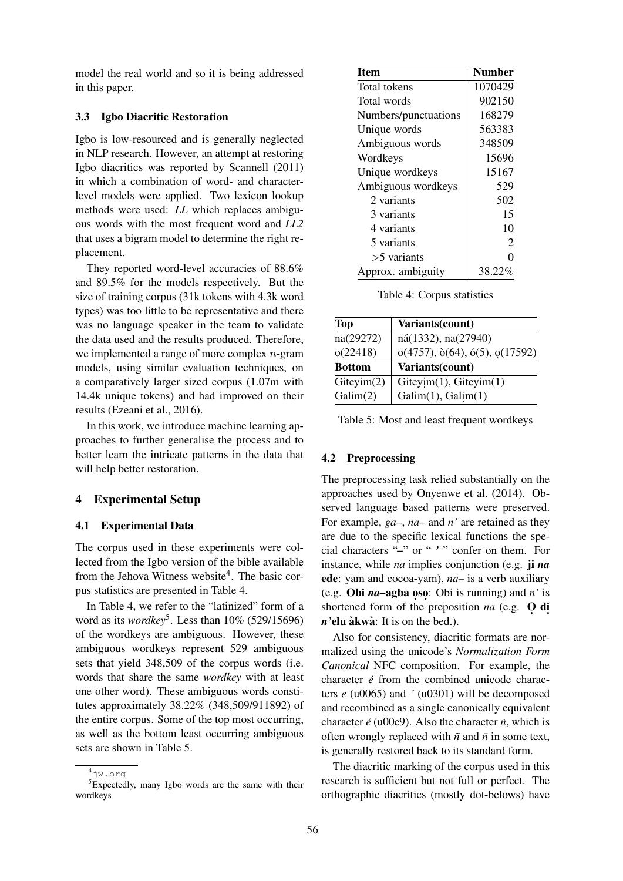model the real world and so it is being addressed in this paper.

### 3.3 Igbo Diacritic Restoration

Igbo is low-resourced and is generally neglected in NLP research. However, an attempt at restoring Igbo diacritics was reported by Scannell (2011) in which a combination of word- and character-level models were applied. Two lexicon lookup methods were used: *LL* which replaces ambiguous words with the most frequent word and *LL2* that uses a bigram model to determine the right replacement.

They reported word-level accuracies of 88.6% and 89.5% for the models respectively. But the size of training corpus (31k tokens with 4.3k word types) was too little to be representative and there was no language speaker in the team to validate the data used and the results produced. Therefore, we implemented a range of more complex $n$-gram models, using similar evaluation techniques, on a comparatively larger sized corpus (1.07m with 14.4k unique tokens) and had improved on their results (Ezeani et al., 2016).

In this work, we introduce machine learning approaches to further generalise the process and to better learn the intricate patterns in the data that will help better restoration.

## 4 Experimental Setup

### 4.1 Experimental Data

The corpus used in these experiments were collected from the Igbo version of the bible available from the Jehova Witness website[4]. The basic corpus statistics are presented in Table 4.

In Table 4, we refer to the "latinized" form of a word as its *wordkey*[5]. Less than 10% (529/15696) of the wordkeys are ambiguous. However, these ambiguous wordkeys represent 529 ambiguous sets that yield 348,509 of the corpus words (i.e. words that share the same *wordkey* with at least one other word). These ambiguous words constitutes approximately 38.22% (348,509/911892) of the entire corpus. Some of the top most occurring, as well as the bottom least occurring ambiguous sets are shown in Table 5.

[4] jw.org

[5] Expectedly, many Igbo words are the same with their wordkeys

| Item | Number |
|---|---|
| Total tokens | 1070429 |
| Total words | 902150 |
| Numbers/punctuations | 168279 |
| Unique words | 563383 |
| Ambiguous words | 348509 |
| Wordkeys | 15696 |
| Unique wordkeys | 15167 |
| Ambiguous wordkeys | 529 |
| 2 variants | 502 |
| 3 variants | 15 |
| 4 variants | 10 |
| 5 variants | 2 |
| >5 variants | 0 |
| Approx. ambiguity | 38.22% |

Table 4: Corpus statistics

| Top | Variants(count) |
|---|---|
| na(29272) | ná(1332), na(27940) |
| o(22418) | o(4757), ò(64), ó(5), ọ(17592) |
| **Bottom** | **Variants(count)** |
| Giteyim(2) | Giteyịm(1), Giteyim(1) |
| Galim(2) | Galim(1), Galịm(1) |

Table 5: Most and least frequent wordkeys

### 4.2 Preprocessing

The preprocessing task relied substantially on the approaches used by Onyenwe et al. (2014). Observed language based patterns were preserved. For example, *ga–*, *na–* and *n'* are retained as they are due to the specific lexical functions the special characters "–" or " ' " confer on them. For instance, while *na* implies conjunction (e.g. **ji *na* ede**: yam and cocoa-yam), *na–* is a verb auxiliary (e.g. **Obi *na*–agba ọsọ**: Obi is running) and *n'* is shortened form of the preposition *na* (e.g. **Ọ dị *n'*elu àkwà**: It is on the bed.).

Also for consistency, diacritic formats are normalized using the unicode's *Normalization Form Canonical* NFC composition. For example, the character *é* from the combined unicode characters *e* (u0065) and ´ (u0301) will be decomposed and recombined as a single canonically equivalent character *é* (u00e9). Also the character *ṅ*, which is often wrongly replaced with *ñ* and *n̄* in some text, is generally restored back to its standard form.

The diacritic marking of the corpus used in this research is sufficient but not full or perfect. The orthographic diacritics (mostly dot-belows) have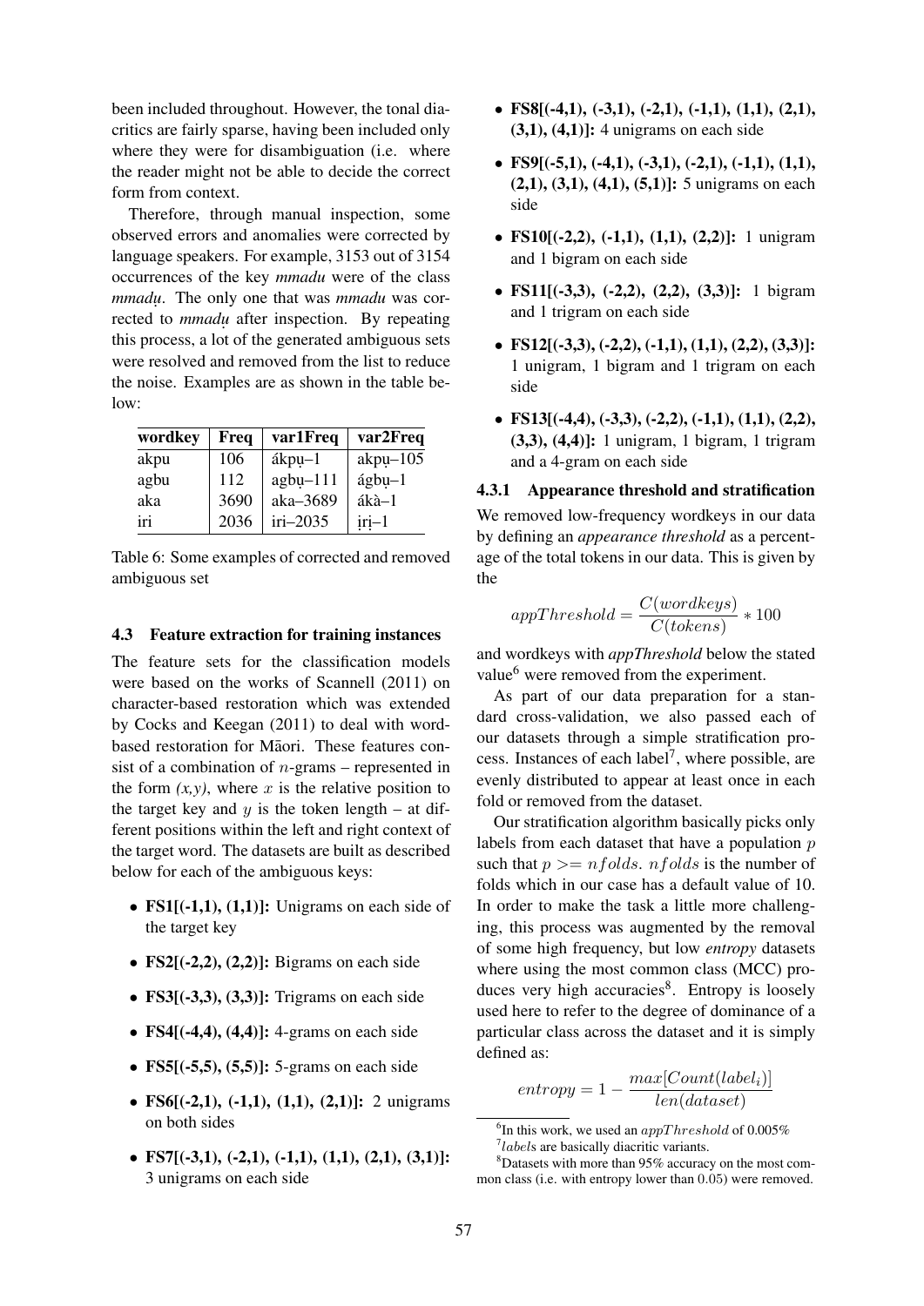been included throughout. However, the tonal diacritics are fairly sparse, having been included only where they were for disambiguation (i.e. where the reader might not be able to decide the correct form from context.

Therefore, through manual inspection, some observed errors and anomalies were corrected by language speakers. For example, 3153 out of 3154 occurrences of the key *mmadu* were of the class *mmadụ*. The only one that was *mmadu* was corrected to *mmadụ* after inspection. By repeating this process, a lot of the generated ambiguous sets were resolved and removed from the list to reduce the noise. Examples are as shown in the table below:

| wordkey | Freq | var1Freq | var2Freq |
|---|---|---|---|
| akpu | 106 | ákpụ–1 | akpụ–105 |
| agbu | 112 | agbụ–111 | ágbụ–1 |
| aka | 3690 | aka–3689 | ákà–1 |
| iri | 2036 | iri–2035 | ịrị–1 |

Table 6: Some examples of corrected and removed ambiguous set

### 4.3 Feature extraction for training instances

The feature sets for the classification models were based on the works of Scannell (2011) on character-based restoration which was extended by Cocks and Keegan (2011) to deal with word-based restoration for Māori. These features consist of a combination of $n$-grams – represented in the form *(x,y)*, where $x$ is the relative position to the target key and $y$ is the token length – at different positions within the left and right context of the target word. The datasets are built as described below for each of the ambiguous keys:

- **FS1[(-1,1), (1,1)]:** Unigrams on each side of the target key
- **FS2[(-2,2), (2,2)]:** Bigrams on each side
- **FS3[(-3,3), (3,3)]:** Trigrams on each side
- **FS4[(-4,4), (4,4)]:** 4-grams on each side
- **FS5[(-5,5), (5,5)]:** 5-grams on each side
- **FS6[(-2,1), (-1,1), (1,1), (2,1)]:** 2 unigrams on both sides
- **FS7[(-3,1), (-2,1), (-1,1), (1,1), (2,1), (3,1)]:** 3 unigrams on each side
- **FS8[(-4,1), (-3,1), (-2,1), (-1,1), (1,1), (2,1), (3,1), (4,1)]:** 4 unigrams on each side
- **FS9[(-5,1), (-4,1), (-3,1), (-2,1), (-1,1), (1,1), (2,1), (3,1), (4,1), (5,1)]:** 5 unigrams on each side
- **FS10[(-2,2), (-1,1), (1,1), (2,2)]:** 1 unigram and 1 bigram on each side
- **FS11[(-3,3), (-2,2), (2,2), (3,3)]:** 1 bigram and 1 trigram on each side
- **FS12[(-3,3), (-2,2), (-1,1), (1,1), (2,2), (3,3)]:** 1 unigram, 1 bigram and 1 trigram on each side
- **FS13[(-4,4), (-3,3), (-2,2), (-1,1), (1,1), (2,2), (3,3), (4,4)]:** 1 unigram, 1 bigram, 1 trigram and a 4-gram on each side

#### 4.3.1 Appearance threshold and stratification

We removed low-frequency wordkeys in our data by defining an *appearance threshold* as a percentage of the total tokens in our data. This is given by the

$$appThreshold = \frac{C(wordkeys)}{C(tokens)} * 100$$

and wordkeys with *appThreshold* below the stated value[6] were removed from the experiment.

As part of our data preparation for a standard cross-validation, we also passed each of our datasets through a simple stratification process. Instances of each label[7], where possible, are evenly distributed to appear at least once in each fold or removed from the dataset.

Our stratification algorithm basically picks only labels from each dataset that have a population $p$ such that $p >= nfolds$. $nfolds$ is the number of folds which in our case has a default value of 10. In order to make the task a little more challenging, this process was augmented by the removal of some high frequency, but low *entropy* datasets where using the most common class (MCC) produces very high accuracies[8]. Entropy is loosely used here to refer to the degree of dominance of a particular class across the dataset and it is simply defined as:

$$entropy = 1 - \frac{max[Count(label_i)]}{len(dataset)}$$

[6] In this work, we used an $appThreshold$ of 0.005%

[7] $labels$ are basically diacritic variants.

[8] Datasets with more than 95% accuracy on the most common class (i.e. with entropy lower than 0.05) were removed.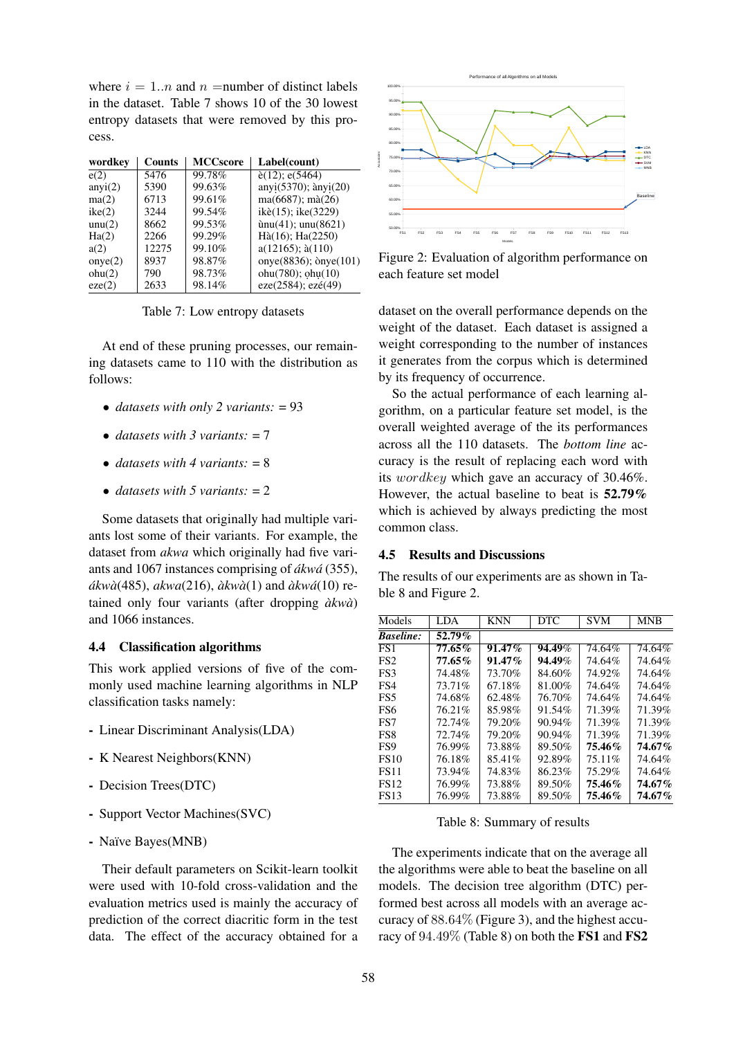where $i = 1..n$ and $n$ =number of distinct labels in the dataset. Table 7 shows 10 of the 30 lowest entropy datasets that were removed by this process.

| wordkey | Counts | MCCscore | Label(count) |
|---|---|---|---|
| e(2) | 5476 | 99.78% | è(12); e(5464) |
| anyi(2) | 5390 | 99.63% | anyi(5370); ànyi(20) |
| ma(2) | 6713 | 99.61% | ma(6687); mà(26) |
| ike(2) | 3244 | 99.54% | ikè(15); ike(3229) |
| unu(2) | 8662 | 99.53% | ùnu(41); unu(8621) |
| Ha(2) | 2266 | 99.29% | Hà(16); Ha(2250) |
| a(2) | 12275 | 99.10% | a(12165); à(110) |
| onye(2) | 8937 | 98.87% | onye(8836); ònye(101) |
| ohu(2) | 790 | 98.73% | ohu(780); ọhụ(10) |
| eze(2) | 2633 | 98.14% | eze(2584); ezé(49) |

Table 7: Low entropy datasets

At end of these pruning processes, our remaining datasets came to 110 with the distribution as follows:

- *datasets with only 2 variants:* = 93
- *datasets with 3 variants:* = 7
- *datasets with 4 variants:* = 8
- *datasets with 5 variants:* = 2

Some datasets that originally had multiple variants lost some of their variants. For example, the dataset from *akwa* which originally had five variants and 1067 instances comprising of *ákwá* (355), *ákwà*(485), *akwa*(216), *àkwà*(1) and *àkwá*(10) retained only four variants (after dropping *àkwà*) and 1066 instances.

## 4.4 Classification algorithms

This work applied versions of five of the commonly used machine learning algorithms in NLP classification tasks namely:

- Linear Discriminant Analysis(LDA)
- K Nearest Neighbors(KNN)
- Decision Trees(DTC)
- Support Vector Machines(SVC)
- Naïve Bayes(MNB)

Their default parameters on Scikit-learn toolkit were used with 10-fold cross-validation and the evaluation metrics used is mainly the accuracy of prediction of the correct diacritic form in the test data. The effect of the accuracy obtained for a dataset on the overall performance depends on the weight of the dataset. Each dataset is assigned a weight corresponding to the number of instances it generates from the corpus which is determined by its frequency of occurrence.

So the actual performance of each learning algorithm, on a particular feature set model, is the overall weighted average of the its performances across all the 110 datasets. The *bottom line* accuracy is the result of replacing each word with its $wordkey$ which gave an accuracy of 30.46%. However, the actual baseline to beat is **52.79%** which is achieved by always predicting the most common class.

Figure 2: Evaluation of algorithm performance on each feature set model

## 4.5 Results and Discussions

The results of our experiments are as shown in Table 8 and Figure 2.

| Models | LDA | KNN | DTC | SVM | MNB |
|---|---|---|---|---|---|
| ***Baseline:*** | **52.79%** | | | | |
| FS1 | **77.65%** | **91.47%** | **94.49%** | 74.64% | 74.64% |
| FS2 | **77.65%** | **91.47%** | **94.49%** | 74.64% | 74.64% |
| FS3 | 74.48% | 73.70% | 84.60% | 74.92% | 74.64% |
| FS4 | 73.71% | 67.18% | 81.00% | 74.64% | 74.64% |
| FS5 | 74.68% | 62.48% | 76.70% | 74.64% | 74.64% |
| FS6 | 76.21% | 85.98% | 91.54% | 71.39% | 71.39% |
| FS7 | 72.74% | 79.20% | 90.94% | 71.39% | 71.39% |
| FS8 | 72.74% | 79.20% | 90.94% | 71.39% | 71.39% |
| FS9 | 76.99% | 73.88% | 89.50% | **75.46%** | **74.67%** |
| FS10 | 76.18% | 85.41% | 92.89% | 75.11% | 74.64% |
| FS11 | 73.94% | 74.83% | 86.23% | 75.29% | 74.64% |
| FS12 | 76.99% | 73.88% | 89.50% | **75.46%** | **74.67%** |
| FS13 | 76.99% | 73.88% | 89.50% | **75.46%** | **74.67%** |

Table 8: Summary of results

The experiments indicate that on the average all the algorithms were able to beat the baseline on all models. The decision tree algorithm (DTC) performed best across all models with an average accuracy of 88.64% (Figure 3), and the highest accuracy of 94.49% (Table 8) on both the **FS1** and **FS2**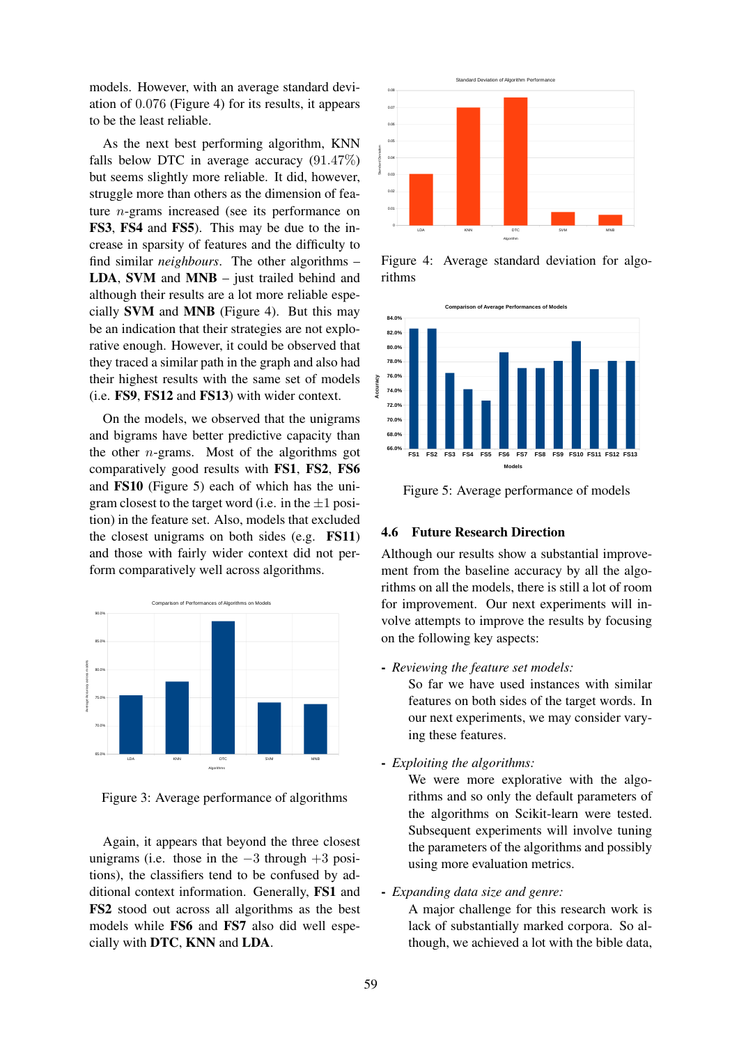models. However, with an average standard deviation of 0.076 (Figure 4) for its results, it appears to be the least reliable.

As the next best performing algorithm, KNN falls below DTC in average accuracy (91.47%) but seems slightly more reliable. It did, however, struggle more than others as the dimension of feature $n$-grams increased (see its performance on **FS3**, **FS4** and **FS5**). This may be due to the increase in sparsity of features and the difficulty to find similar *neighbours*. The other algorithms – **LDA**, **SVM** and **MNB** – just trailed behind and although their results are a lot more reliable especially **SVM** and **MNB** (Figure 4). But this may be an indication that their strategies are not explorative enough. However, it could be observed that they traced a similar path in the graph and also had their highest results with the same set of models (i.e. **FS9**, **FS12** and **FS13**) with wider context.

On the models, we observed that the unigrams and bigrams have better predictive capacity than the other $n$-grams. Most of the algorithms got comparatively good results with **FS1**, **FS2**, **FS6** and **FS10** (Figure 5) each of which has the unigram closest to the target word (i.e. in the $\pm 1$ position) in the feature set. Also, models that excluded the closest unigrams on both sides (e.g. **FS11**) and those with fairly wider context did not perform comparatively well across algorithms.

Figure 3: Average performance of algorithms

Again, it appears that beyond the three closest unigrams (i.e. those in the $-3$ through $+3$ positions), the classifiers tend to be confused by additional context information. Generally, **FS1** and **FS2** stood out across all algorithms as the best models while **FS6** and **FS7** also did well especially with **DTC**, **KNN** and **LDA**.

Figure 4: Average standard deviation for algorithms

Figure 5: Average performance of models

### 4.6 Future Research Direction

Although our results show a substantial improvement from the baseline accuracy by all the algorithms on all the models, there is still a lot of room for improvement. Our next experiments will involve attempts to improve the results by focusing on the following key aspects:

- *Reviewing the feature set models:*
  So far we have used instances with similar features on both sides of the target words. In our next experiments, we may consider varying these features.

- *Exploiting the algorithms:*
  We were more explorative with the algorithms and so only the default parameters of the algorithms on Scikit-learn were tested. Subsequent experiments will involve tuning the parameters of the algorithms and possibly using more evaluation metrics.

- *Expanding data size and genre:*
  A major challenge for this research work is lack of substantially marked corpora. So although, we achieved a lot with the bible data,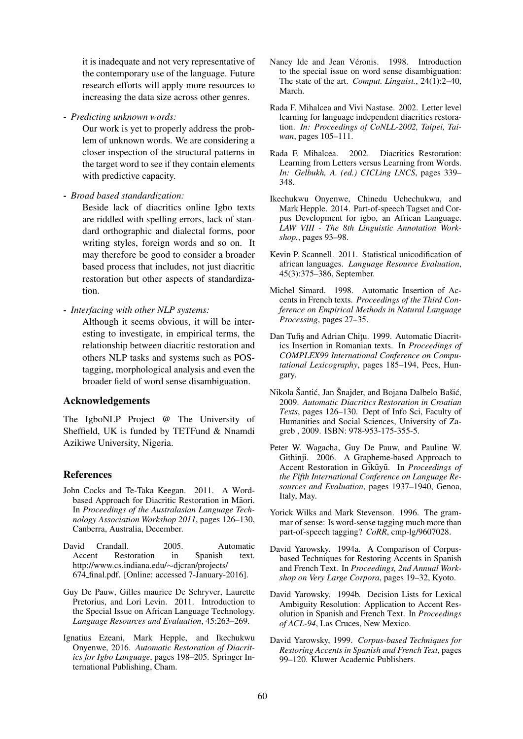it is inadequate and not very representative of the contemporary use of the language. Future research efforts will apply more resources to increasing the data size across other genres.

- *Predicting unknown words:*

  Our work is yet to properly address the problem of unknown words. We are considering a closer inspection of the structural patterns in the target word to see if they contain elements with predictive capacity.

- *Broad based standardization:*

  Beside lack of diacritics online Igbo texts are riddled with spelling errors, lack of standard orthographic and dialectal forms, poor writing styles, foreign words and so on. It may therefore be good to consider a broader based process that includes, not just diacritic restoration but other aspects of standardization.

- *Interfacing with other NLP systems:*

  Although it seems obvious, it will be interesting to investigate, in empirical terms, the relationship between diacritic restoration and others NLP tasks and systems such as POS-tagging, morphological analysis and even the broader field of word sense disambiguation.

## Acknowledgements

The IgboNLP Project @ The University of Sheffield, UK is funded by TETFund & Nnamdi Azikiwe University, Nigeria.

## References

John Cocks and Te-Taka Keegan. 2011. A Word-based Approach for Diacritic Restoration in Māori. In *Proceedings of the Australasian Language Technology Association Workshop 2011*, pages 126–130, Canberra, Australia, December.

David Crandall. 2005. Automatic Accent Restoration in Spanish text. http://www.cs.indiana.edu/∼djcran/projects/674_final.pdf. [Online: accessed 7-January-2016].

Guy De Pauw, Gilles maurice De Schryver, Laurette Pretorius, and Lori Levin. 2011. Introduction to the Special Issue on African Language Technology. *Language Resources and Evaluation*, 45:263–269.

Ignatius Ezeani, Mark Hepple, and Ikechukwu Onyenwe, 2016. *Automatic Restoration of Diacritics for Igbo Language*, pages 198–205. Springer International Publishing, Cham.

Nancy Ide and Jean Véronis. 1998. Introduction to the special issue on word sense disambiguation: The state of the art. *Comput. Linguist.*, 24(1):2–40, March.

Rada F. Mihalcea and Vivi Nastase. 2002. Letter level learning for language independent diacritics restoration. *In: Proceedings of CoNLL-2002, Taipei, Taiwan*, pages 105–111.

Rada F. Mihalcea. 2002. Diacritics Restoration: Learning from Letters versus Learning from Words. *In: Gelbukh, A. (ed.) CICLing LNCS*, pages 339–348.

Ikechukwu Onyenwe, Chinedu Uchechukwu, and Mark Hepple. 2014. Part-of-speech Tagset and Corpus Development for igbo, an African Language. *LAW VIII - The 8th Linguistic Annotation Workshop.*, pages 93–98.

Kevin P. Scannell. 2011. Statistical unicodification of african languages. *Language Resource Evaluation*, 45(3):375–386, September.

Michel Simard. 1998. Automatic Insertion of Accents in French texts. *Proceedings of the Third Conference on Empirical Methods in Natural Language Processing*, pages 27–35.

Dan Tufiş and Adrian Chiţu. 1999. Automatic Diacritics Insertion in Romanian texts. In *Proceedings of COMPLEX99 International Conference on Computational Lexicography*, pages 185–194, Pecs, Hungary.

Nikola Šantić, Jan Šnajder, and Bojana Dalbelo Bašić, 2009. *Automatic Diacritics Restoration in Croatian Texts*, pages 126–130. Dept of Info Sci, Faculty of Humanities and Social Sciences, University of Zagreb , 2009. ISBN: 978-953-175-355-5.

Peter W. Wagacha, Guy De Pauw, and Pauline W. Githinji. 2006. A Grapheme-based Approach to Accent Restoration in Gĩkũyũ. In *Proceedings of the Fifth International Conference on Language Resources and Evaluation*, pages 1937–1940, Genoa, Italy, May.

Yorick Wilks and Mark Stevenson. 1996. The grammar of sense: Is word-sense tagging much more than part-of-speech tagging? *CoRR*, cmp-lg/9607028.

David Yarowsky. 1994a. A Comparison of Corpus-based Techniques for Restoring Accents in Spanish and French Text. In *Proceedings, 2nd Annual Workshop on Very Large Corpora*, pages 19–32, Kyoto.

David Yarowsky. 1994b. Decision Lists for Lexical Ambiguity Resolution: Application to Accent Resolution in Spanish and French Text. In *Proceedings of ACL-94*, Las Cruces, New Mexico.

David Yarowsky, 1999. *Corpus-based Techniques for Restoring Accents in Spanish and French Text*, pages 99–120. Kluwer Academic Publishers.